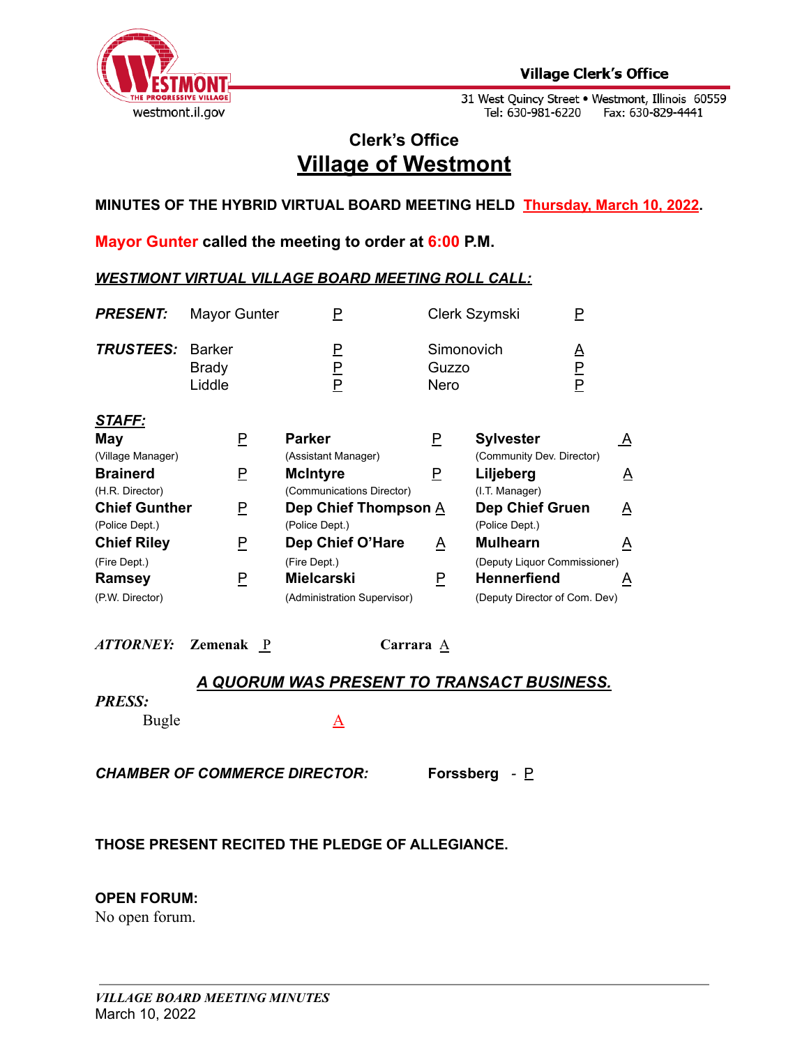Village Clerk's Office

31 West Quincy Street • Westmont, Illinois 60559
Tel: 630-981-6220 Fax: 630-829-4441

westmont.il.gov

## Clerk's Office

# Village of Westmont

**MINUTES OF THE HYBRID VIRTUAL BOARD MEETING HELD Thursday, March 10, 2022.**

**Mayor Gunter called the meeting to order at 6:00 P.M.**

***WESTMONT VIRTUAL VILLAGE BOARD MEETING ROLL CALL:***

| | | | | |
|---|---|---|---|---|
| ***PRESENT:*** | Mayor Gunter | P | Clerk Szymski | P |
| ***TRUSTEES:*** | Barker | P | Simonovich | A |
| | Brady | P | Guzzo | P |
| | Liddle | P | Nero | P |

***STAFF:***

| | | | | | |
|---|---|---|---|---|---|
| **May** (Village Manager) | P | **Parker** (Assistant Manager) | P | **Sylvester** (Community Dev. Director) | A |
| **Brainerd** (H.R. Director) | P | **McIntyre** (Communications Director) | P | **Liljeberg** (I.T. Manager) | A |
| **Chief Gunther** (Police Dept.) | P | **Dep Chief Thompson** (Police Dept.) | A | **Dep Chief Gruen** (Police Dept.) | A |
| **Chief Riley** (Fire Dept.) | P | **Dep Chief O'Hare** (Fire Dept.) | A | **Mulhearn** (Deputy Liquor Commissioner) | A |
| **Ramsey** (P.W. Director) | P | **Mielcarski** (Administration Supervisor) | P | **Hennerfiend** (Deputy Director of Com. Dev) | A |

***ATTORNEY:*** **Zemenak** P **Carrara** A

***A QUORUM WAS PRESENT TO TRANSACT BUSINESS.***

***PRESS:***

Bugle A

***CHAMBER OF COMMERCE DIRECTOR:*** **Forssberg** - P

**THOSE PRESENT RECITED THE PLEDGE OF ALLEGIANCE.**

**OPEN FORUM:**

No open forum.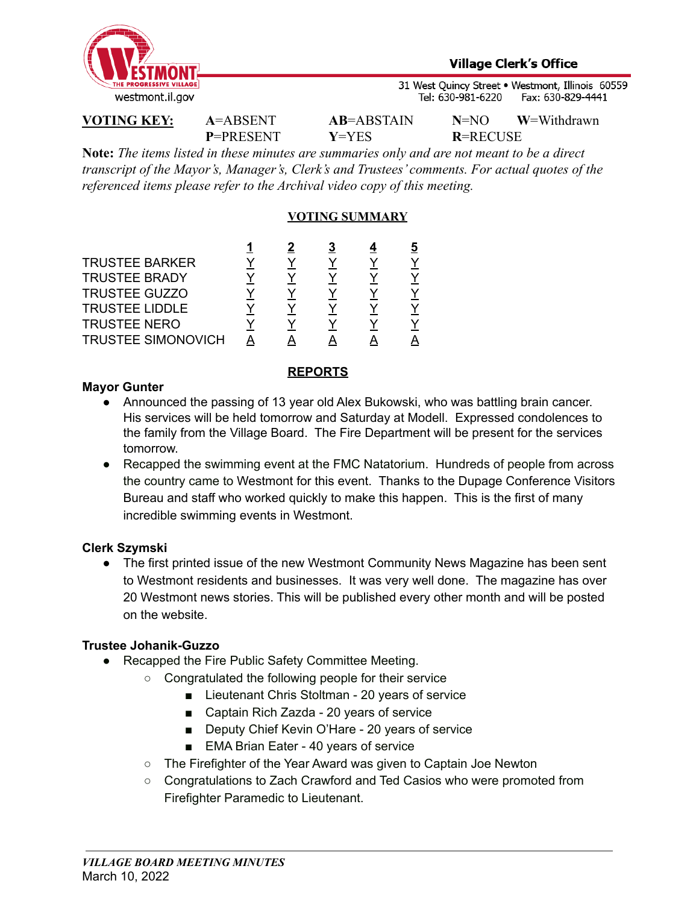Village Clerk's Office

31 West Quincy Street • Westmont, Illinois 60559
Tel: 630-981-6220 Fax: 630-829-4441

westmont.il.gov

| **VOTING KEY:** | **A**=ABSENT | **AB**=ABSTAIN | **N**=NO | **W**=Withdrawn |
|---|---|---|---|---|
| | **P**=PRESENT | **Y**=YES | **R**=RECUSE | |

**Note:** *The items listed in these minutes are summaries only and are not meant to be a direct transcript of the Mayor's, Manager's, Clerk's and Trustees' comments. For actual quotes of the referenced items please refer to the Archival video copy of this meeting.*

## VOTING SUMMARY

| | 1 | 2 | 3 | 4 | 5 |
|---|---|---|---|---|---|
| TRUSTEE BARKER | Y | Y | Y | Y | Y |
| TRUSTEE BRADY | Y | Y | Y | Y | Y |
| TRUSTEE GUZZO | Y | Y | Y | Y | Y |
| TRUSTEE LIDDLE | Y | Y | Y | Y | Y |
| TRUSTEE NERO | Y | Y | Y | Y | Y |
| TRUSTEE SIMONOVICH | A | A | A | A | A |

## REPORTS

**Mayor Gunter**

- Announced the passing of 13 year old Alex Bukowski, who was battling brain cancer. His services will be held tomorrow and Saturday at Modell. Expressed condolences to the family from the Village Board. The Fire Department will be present for the services tomorrow.
- Recapped the swimming event at the FMC Natatorium. Hundreds of people from across the country came to Westmont for this event. Thanks to the Dupage Conference Visitors Bureau and staff who worked quickly to make this happen. This is the first of many incredible swimming events in Westmont.

**Clerk Szymski**

- The first printed issue of the new Westmont Community News Magazine has been sent to Westmont residents and businesses. It was very well done. The magazine has over 20 Westmont news stories. This will be published every other month and will be posted on the website.

**Trustee Johanik-Guzzo**

- Recapped the Fire Public Safety Committee Meeting.
  - Congratulated the following people for their service
    - Lieutenant Chris Stoltman - 20 years of service
    - Captain Rich Zazda - 20 years of service
    - Deputy Chief Kevin O'Hare - 20 years of service
    - EMA Brian Eater - 40 years of service
  - The Firefighter of the Year Award was given to Captain Joe Newton
  - Congratulations to Zach Crawford and Ted Casios who were promoted from Firefighter Paramedic to Lieutenant.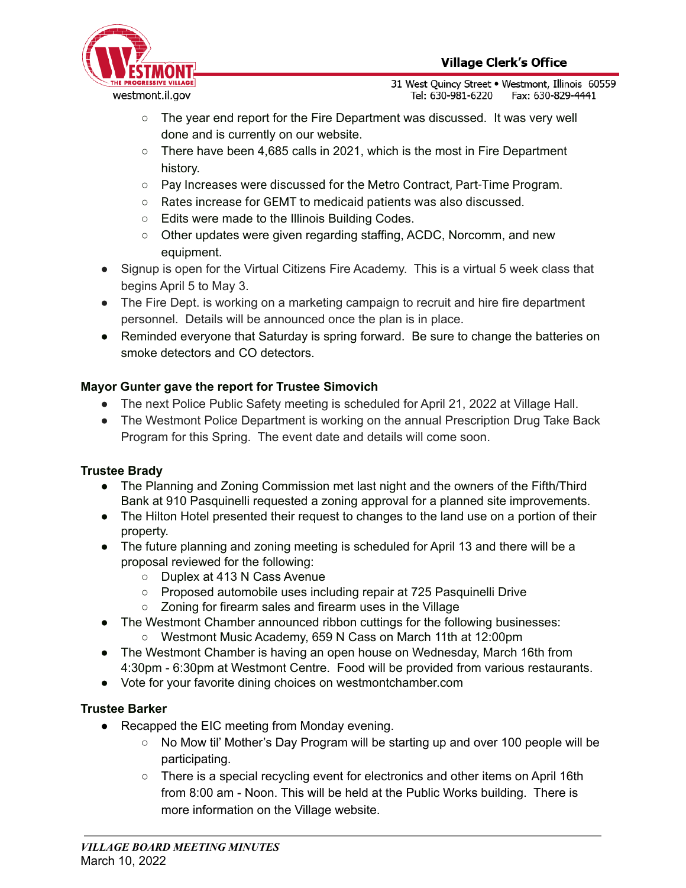- The year end report for the Fire Department was discussed. It was very well done and is currently on our website.
  - There have been 4,685 calls in 2021, which is the most in Fire Department history.
  - Pay Increases were discussed for the Metro Contract, Part-Time Program.
  - Rates increase for GEMT to medicaid patients was also discussed.
  - Edits were made to the Illinois Building Codes.
  - Other updates were given regarding staffing, ACDC, Norcomm, and new equipment.
- Signup is open for the Virtual Citizens Fire Academy. This is a virtual 5 week class that begins April 5 to May 3.
- The Fire Dept. is working on a marketing campaign to recruit and hire fire department personnel. Details will be announced once the plan is in place.
- Reminded everyone that Saturday is spring forward. Be sure to change the batteries on smoke detectors and CO detectors.

**Mayor Gunter gave the report for Trustee Simovich**

- The next Police Public Safety meeting is scheduled for April 21, 2022 at Village Hall.
- The Westmont Police Department is working on the annual Prescription Drug Take Back Program for this Spring. The event date and details will come soon.

**Trustee Brady**

- The Planning and Zoning Commission met last night and the owners of the Fifth/Third Bank at 910 Pasquinelli requested a zoning approval for a planned site improvements.
- The Hilton Hotel presented their request to changes to the land use on a portion of their property.
- The future planning and zoning meeting is scheduled for April 13 and there will be a proposal reviewed for the following:
  - Duplex at 413 N Cass Avenue
  - Proposed automobile uses including repair at 725 Pasquinelli Drive
  - Zoning for firearm sales and firearm uses in the Village
- The Westmont Chamber announced ribbon cuttings for the following businesses:
  - Westmont Music Academy, 659 N Cass on March 11th at 12:00pm
- The Westmont Chamber is having an open house on Wednesday, March 16th from 4:30pm - 6:30pm at Westmont Centre. Food will be provided from various restaurants.
- Vote for your favorite dining choices on westmontchamber.com

**Trustee Barker**

- Recapped the EIC meeting from Monday evening.
  - No Mow til' Mother's Day Program will be starting up and over 100 people will be participating.
  - There is a special recycling event for electronics and other items on April 16th from 8:00 am - Noon. This will be held at the Public Works building. There is more information on the Village website.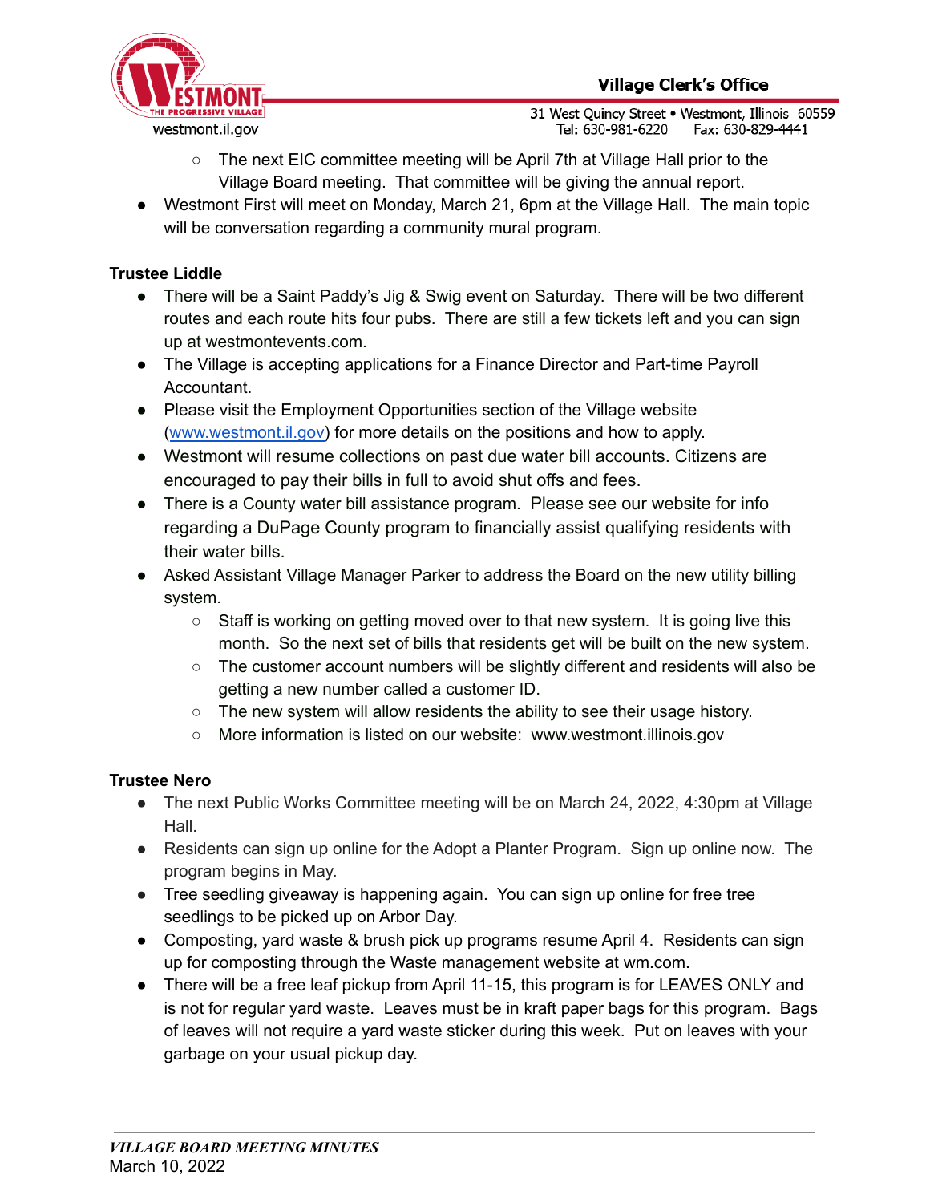- The next EIC committee meeting will be April 7th at Village Hall prior to the Village Board meeting. That committee will be giving the annual report.
- Westmont First will meet on Monday, March 21, 6pm at the Village Hall. The main topic will be conversation regarding a community mural program.

**Trustee Liddle**

- There will be a Saint Paddy's Jig & Swig event on Saturday. There will be two different routes and each route hits four pubs. There are still a few tickets left and you can sign up at westmontevents.com.
- The Village is accepting applications for a Finance Director and Part-time Payroll Accountant.
- Please visit the Employment Opportunities section of the Village website ([www.westmont.il.gov](www.westmont.il.gov)) for more details on the positions and how to apply.
- Westmont will resume collections on past due water bill accounts. Citizens are encouraged to pay their bills in full to avoid shut offs and fees.
- There is a County water bill assistance program. Please see our website for info regarding a DuPage County program to financially assist qualifying residents with their water bills.
- Asked Assistant Village Manager Parker to address the Board on the new utility billing system.
    - Staff is working on getting moved over to that new system. It is going live this month. So the next set of bills that residents get will be built on the new system.
    - The customer account numbers will be slightly different and residents will also be getting a new number called a customer ID.
    - The new system will allow residents the ability to see their usage history.
    - More information is listed on our website: www.westmont.illinois.gov

**Trustee Nero**

- The next Public Works Committee meeting will be on March 24, 2022, 4:30pm at Village Hall.
- Residents can sign up online for the Adopt a Planter Program. Sign up online now. The program begins in May.
- Tree seedling giveaway is happening again. You can sign up online for free tree seedlings to be picked up on Arbor Day.
- Composting, yard waste & brush pick up programs resume April 4. Residents can sign up for composting through the Waste management website at wm.com.
- There will be a free leaf pickup from April 11-15, this program is for LEAVES ONLY and is not for regular yard waste. Leaves must be in kraft paper bags for this program. Bags of leaves will not require a yard waste sticker during this week. Put on leaves with your garbage on your usual pickup day.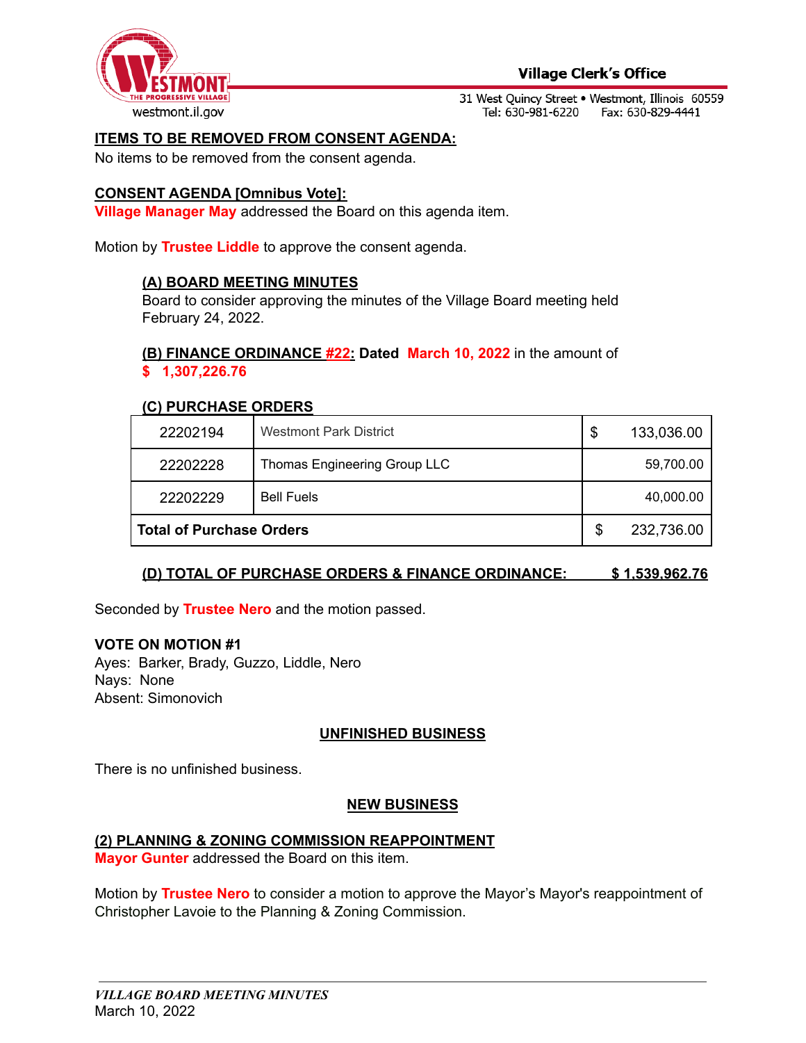**ITEMS TO BE REMOVED FROM CONSENT AGENDA:**

No items to be removed from the consent agenda.

**CONSENT AGENDA [Omnibus Vote]:**

**Village Manager May** addressed the Board on this agenda item.

Motion by **Trustee Liddle** to approve the consent agenda.

**(A) BOARD MEETING MINUTES**

Board to consider approving the minutes of the Village Board meeting held February 24, 2022.

**(B) FINANCE ORDINANCE #22: Dated March 10, 2022** in the amount of **$ 1,307,226.76**

**(C) PURCHASE ORDERS**

| | | |
|---|---|---|
| 22202194 | Westmont Park District | $ 133,036.00 |
| 22202228 | Thomas Engineering Group LLC | 59,700.00 |
| 22202229 | Bell Fuels | 40,000.00 |
| **Total of Purchase Orders** | | $ 232,736.00 |

**(D) TOTAL OF PURCHASE ORDERS & FINANCE ORDINANCE: $ 1,539,962.76**

Seconded by **Trustee Nero** and the motion passed.

**VOTE ON MOTION #1**

Ayes: Barker, Brady, Guzzo, Liddle, Nero
Nays: None
Absent: Simonovich

## UNFINISHED BUSINESS

There is no unfinished business.

## NEW BUSINESS

**(2) PLANNING & ZONING COMMISSION REAPPOINTMENT**

**Mayor Gunter** addressed the Board on this item.

Motion by **Trustee Nero** to consider a motion to approve the Mayor's Mayor's reappointment of Christopher Lavoie to the Planning & Zoning Commission.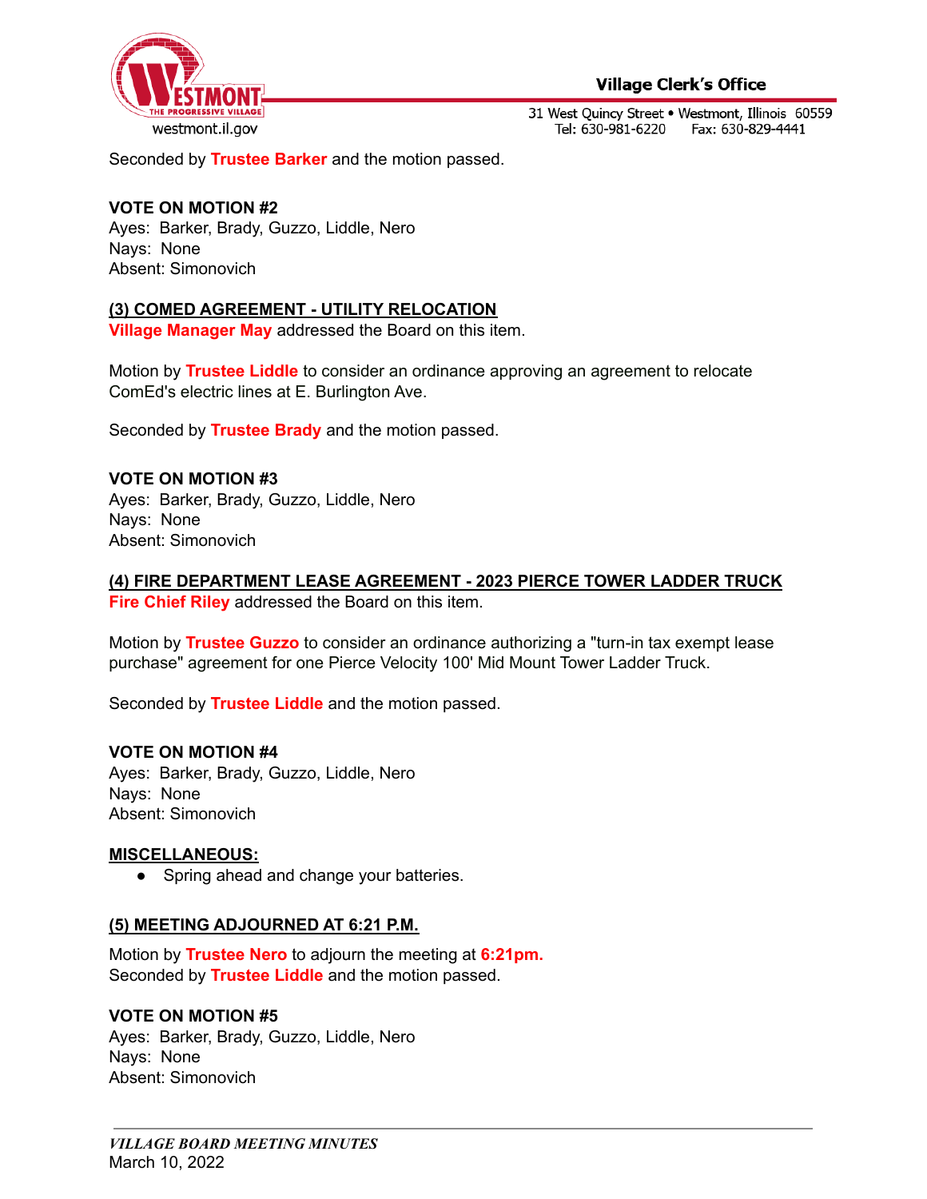Seconded by **Trustee Barker** and the motion passed.

**VOTE ON MOTION #2**
Ayes: Barker, Brady, Guzzo, Liddle, Nero
Nays: None
Absent: Simonovich

**(3) COMED AGREEMENT - UTILITY RELOCATION**
**Village Manager May** addressed the Board on this item.

Motion by **Trustee Liddle** to consider an ordinance approving an agreement to relocate ComEd's electric lines at E. Burlington Ave.

Seconded by **Trustee Brady** and the motion passed.

**VOTE ON MOTION #3**
Ayes: Barker, Brady, Guzzo, Liddle, Nero
Nays: None
Absent: Simonovich

**(4) FIRE DEPARTMENT LEASE AGREEMENT - 2023 PIERCE TOWER LADDER TRUCK**
**Fire Chief Riley** addressed the Board on this item.

Motion by **Trustee Guzzo** to consider an ordinance authorizing a "turn-in tax exempt lease purchase" agreement for one Pierce Velocity 100' Mid Mount Tower Ladder Truck.

Seconded by **Trustee Liddle** and the motion passed.

**VOTE ON MOTION #4**
Ayes: Barker, Brady, Guzzo, Liddle, Nero
Nays: None
Absent: Simonovich

**MISCELLANEOUS:**

- Spring ahead and change your batteries.

**(5) MEETING ADJOURNED AT 6:21 P.M.**

Motion by **Trustee Nero** to adjourn the meeting at **6:21pm.**
Seconded by **Trustee Liddle** and the motion passed.

**VOTE ON MOTION #5**
Ayes: Barker, Brady, Guzzo, Liddle, Nero
Nays: None
Absent: Simonovich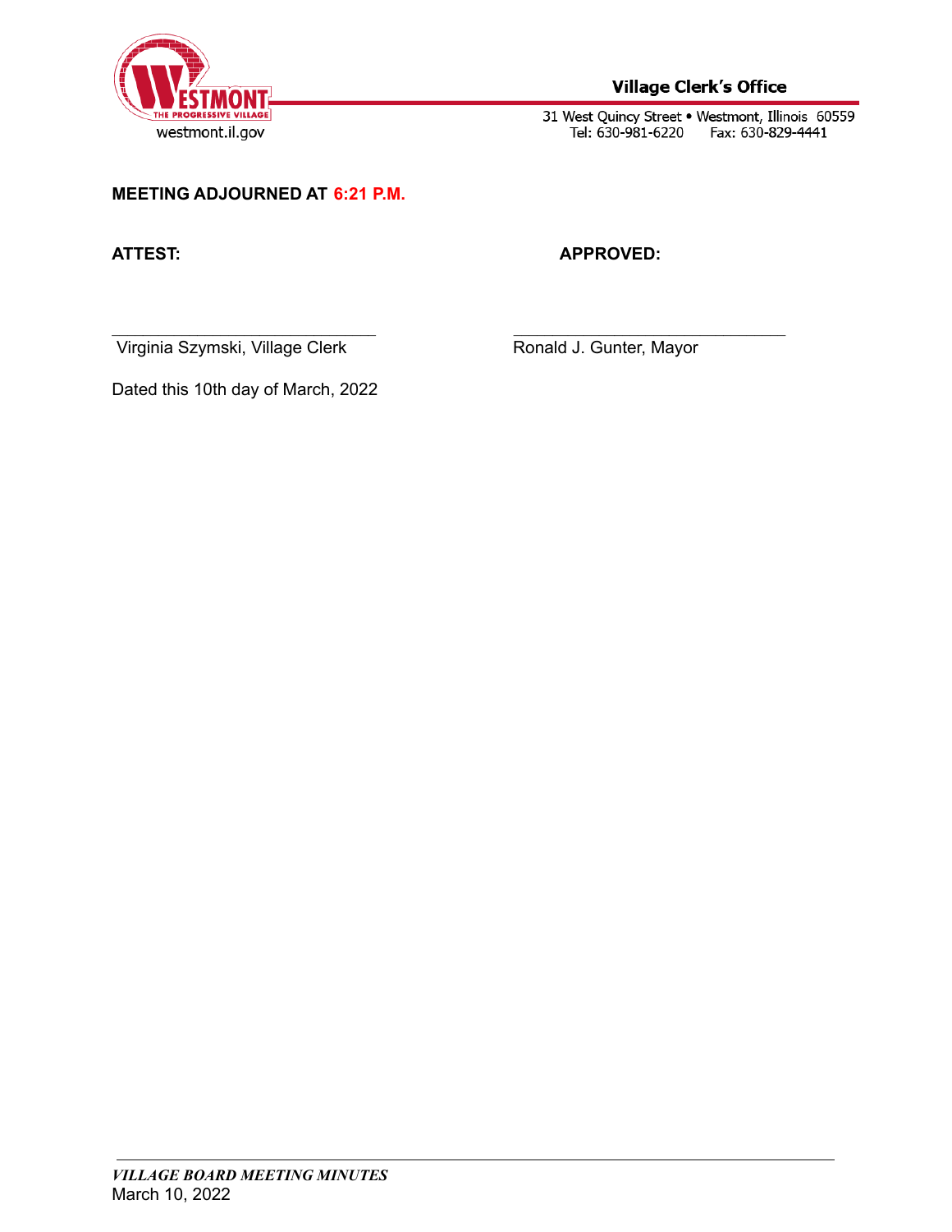**MEETING ADJOURNED AT 6:21 P.M.**

**ATTEST:** **APPROVED:**

Virginia Szymski, Village Clerk

Ronald J. Gunter, Mayor

Dated this 10th day of March, 2022